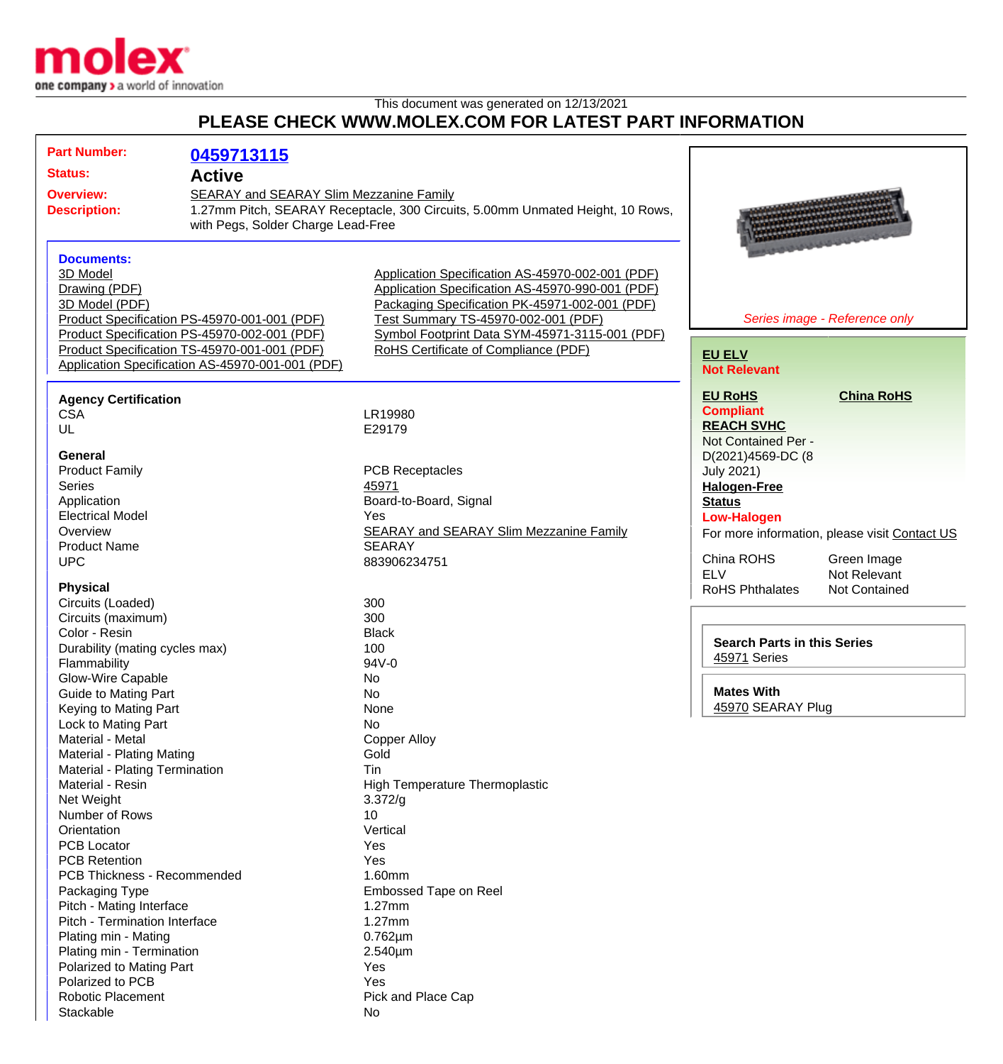This document was generated on 12/13/2021

# PLEASE CHECK WWW.MOLEX.COM FOR LATEST PART INFORMATION

**Part Number:** 0459713115

**Status:** Active

**Overview:** SEARAY and SEARAY Slim Mezzanine Family

**Description:** 1.27mm Pitch, SEARAY Receptacle, 300 Circuits, 5.00mm Unmated Height, 10 Rows, with Pegs, Solder Charge Lead-Free

*Series image - Reference only*

### Documents:

- 3D Model
- Drawing (PDF)
- 3D Model (PDF)
- Product Specification PS-45970-001-001 (PDF)
- Product Specification PS-45970-002-001 (PDF)
- Product Specification TS-45970-001-001 (PDF)
- Application Specification AS-45970-001-001 (PDF)
- Application Specification AS-45970-002-001 (PDF)
- Application Specification AS-45970-990-001 (PDF)
- Packaging Specification PK-45971-002-001 (PDF)
- Test Summary TS-45970-002-001 (PDF)
- Symbol Footprint Data SYM-45971-3115-001 (PDF)
- RoHS Certificate of Compliance (PDF)

**EU ELV**
Not Relevant

**EU RoHS**
Compliant

**China RoHS**

**REACH SVHC**
Not Contained Per - D(2021)4569-DC (8 July 2021)

**Halogen-Free Status**
Low-Halogen

For more information, please visit Contact US

| | |
|---|---|
| China ROHS | Green Image |
| ELV | Not Relevant |
| RoHS Phthalates | Not Contained |

**Search Parts in this Series**
45971 Series

**Mates With**
45970 SEARAY Plug

### Agency Certification

| | |
|---|---|
| CSA | LR19980 |
| UL | E29179 |

### General

| | |
|---|---|
| Product Family | PCB Receptacles |
| Series | 45971 |
| Application | Board-to-Board, Signal |
| Electrical Model | Yes |
| Overview | SEARAY and SEARAY Slim Mezzanine Family |
| Product Name | SEARAY |
| UPC | 883906234751 |

### Physical

| | |
|---|---|
| Circuits (Loaded) | 300 |
| Circuits (maximum) | 300 |
| Color - Resin | Black |
| Durability (mating cycles max) | 100 |
| Flammability | 94V-0 |
| Glow-Wire Capable | No |
| Guide to Mating Part | No |
| Keying to Mating Part | None |
| Lock to Mating Part | No |
| Material - Metal | Copper Alloy |
| Material - Plating Mating | Gold |
| Material - Plating Termination | Tin |
| Material - Resin | High Temperature Thermoplastic |
| Net Weight | 3.372/g |
| Number of Rows | 10 |
| Orientation | Vertical |
| PCB Locator | Yes |
| PCB Retention | Yes |
| PCB Thickness - Recommended | 1.60mm |
| Packaging Type | Embossed Tape on Reel |
| Pitch - Mating Interface | 1.27mm |
| Pitch - Termination Interface | 1.27mm |
| Plating min - Mating | 0.762µm |
| Plating min - Termination | 2.540µm |
| Polarized to Mating Part | Yes |
| Polarized to PCB | Yes |
| Robotic Placement | Pick and Place Cap |
| Stackable | No |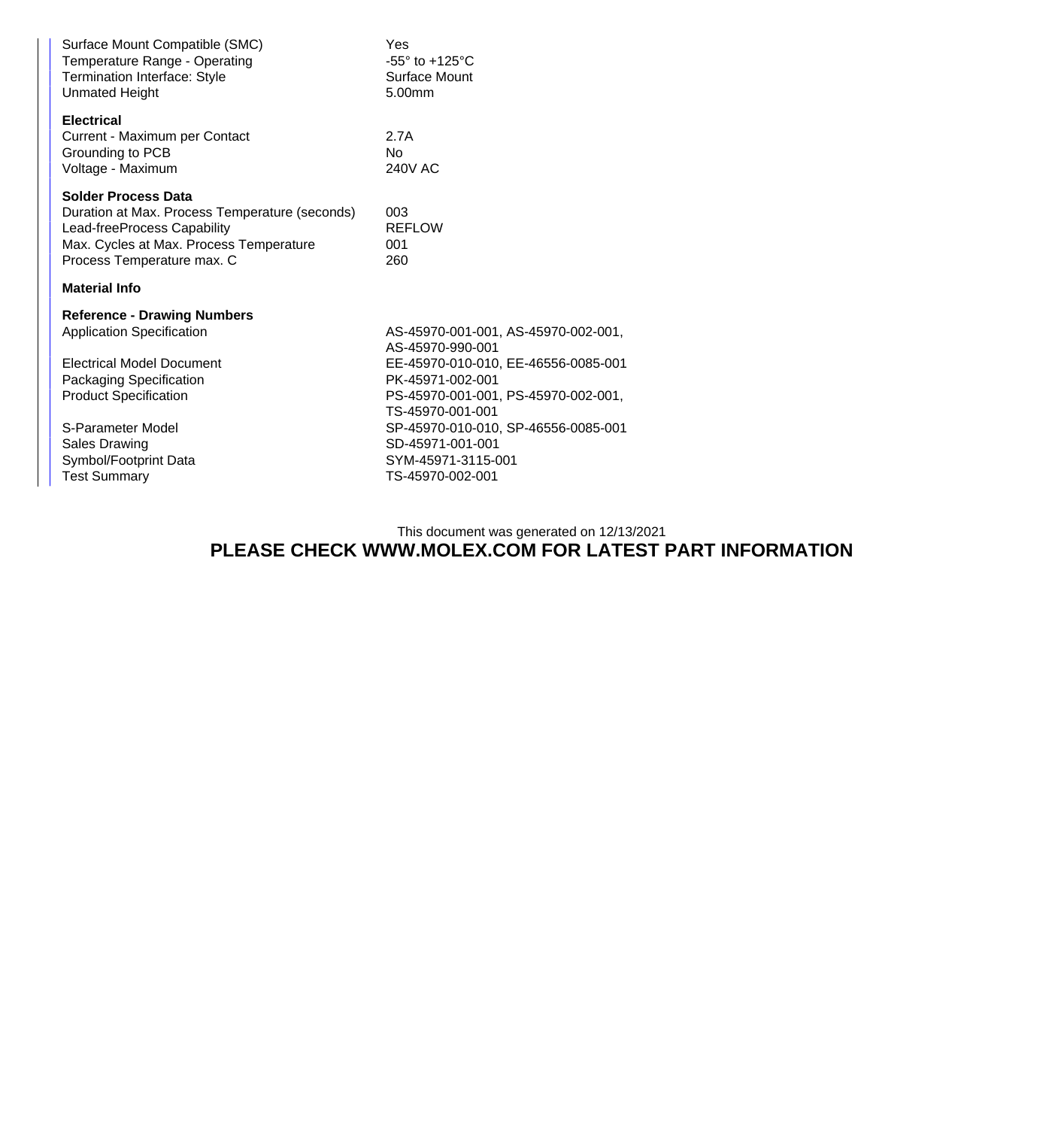| | |
|---|---|
| Surface Mount Compatible (SMC) | Yes |
| Temperature Range - Operating | -55° to +125°C |
| Termination Interface: Style | Surface Mount |
| Unmated Height | 5.00mm |

**Electrical**

| | |
|---|---|
| Current - Maximum per Contact | 2.7A |
| Grounding to PCB | No |
| Voltage - Maximum | 240V AC |

**Solder Process Data**

| | |
|---|---|
| Duration at Max. Process Temperature (seconds) | 003 |
| Lead-freeProcess Capability | REFLOW |
| Max. Cycles at Max. Process Temperature | 001 |
| Process Temperature max. C | 260 |

**Material Info**

**Reference - Drawing Numbers**

| | |
|---|---|
| Application Specification | AS-45970-001-001, AS-45970-002-001, AS-45970-990-001 |
| Electrical Model Document | EE-45970-010-010, EE-46556-0085-001 |
| Packaging Specification | PK-45971-002-001 |
| Product Specification | PS-45970-001-001, PS-45970-002-001, TS-45970-001-001 |
| S-Parameter Model | SP-45970-010-010, SP-46556-0085-001 |
| Sales Drawing | SD-45971-001-001 |
| Symbol/Footprint Data | SYM-45971-3115-001 |
| Test Summary | TS-45970-002-001 |

This document was generated on 12/13/2021

**PLEASE CHECK WWW.MOLEX.COM FOR LATEST PART INFORMATION**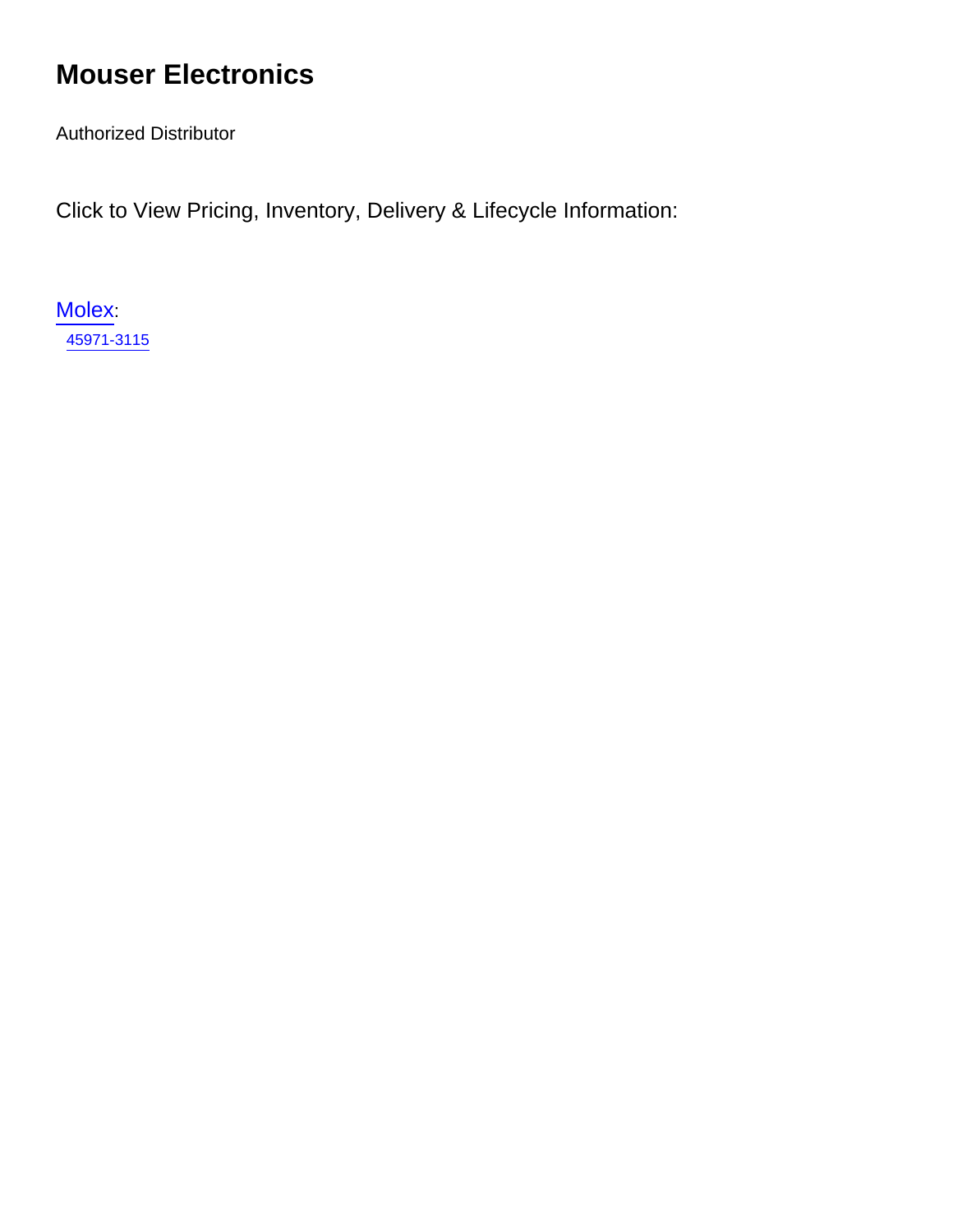# Mouser Electronics

Authorized Distributor

Click to View Pricing, Inventory, Delivery & Lifecycle Information:

Molex:

45971-3115